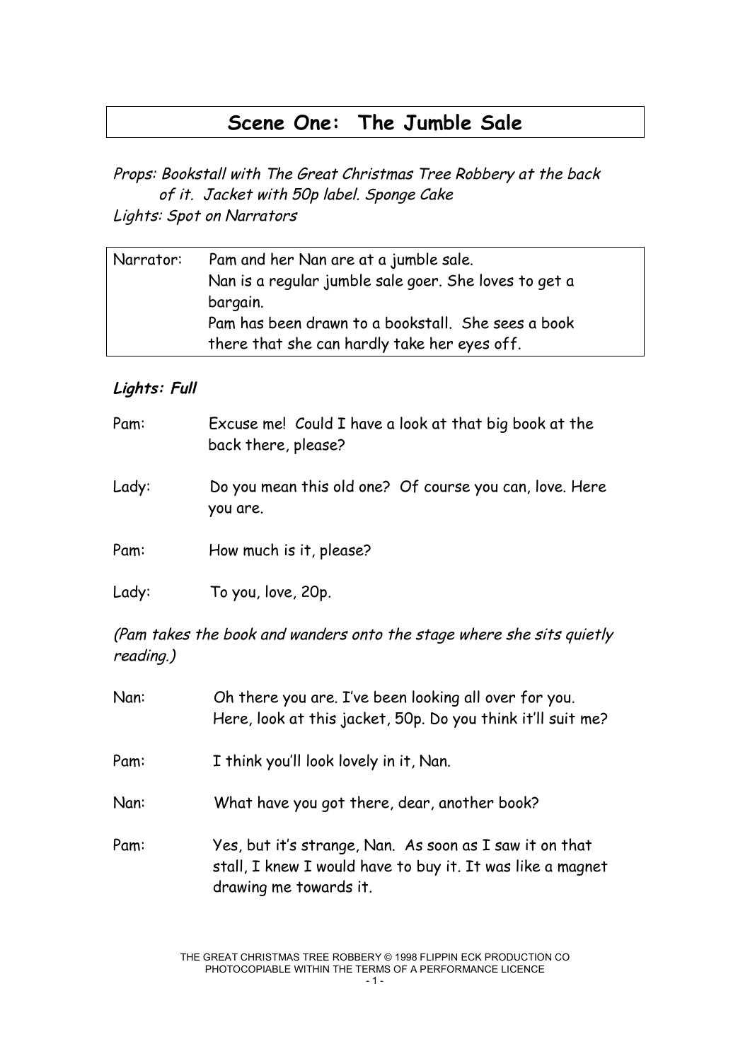# Scene One: The Jumble Sale

*Props: Bookstall with The Great Christmas Tree Robbery at the back of it. Jacket with 50p label. Sponge Cake*
*Lights: Spot on Narrators*

| Narrator: | Pam and her Nan are at a jumble sale. Nan is a regular jumble sale goer. She loves to get a bargain. Pam has been drawn to a bookstall. She sees a book there that she can hardly take her eyes off. |
|---|---|

***Lights: Full***

Pam: Excuse me! Could I have a look at that big book at the back there, please?

Lady: Do you mean this old one? Of course you can, love. Here you are.

Pam: How much is it, please?

Lady: To you, love, 20p.

*(Pam takes the book and wanders onto the stage where she sits quietly reading.)*

Nan: Oh there you are. I've been looking all over for you. Here, look at this jacket, 50p. Do you think it'll suit me?

Pam: I think you'll look lovely in it, Nan.

Nan: What have you got there, dear, another book?

Pam: Yes, but it's strange, Nan. As soon as I saw it on that stall, I knew I would have to buy it. It was like a magnet drawing me towards it.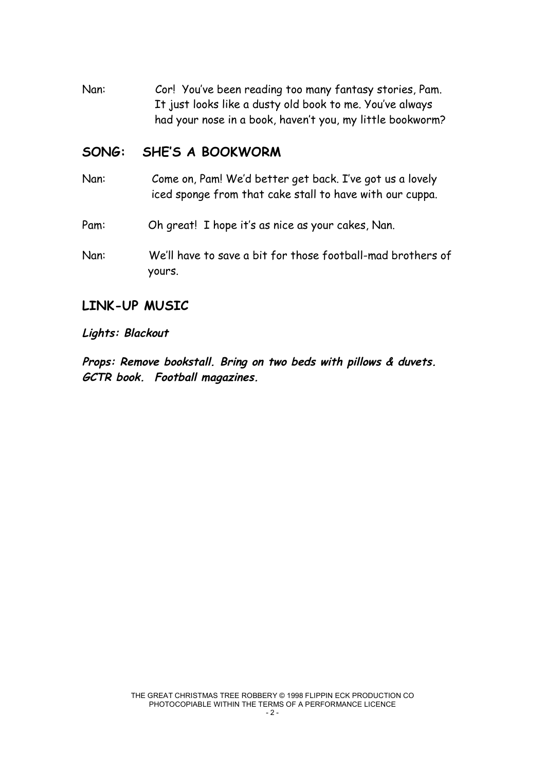Nan: Cor! You've been reading too many fantasy stories, Pam. It just looks like a dusty old book to me. You've always had your nose in a book, haven't you, my little bookworm?

## SONG: SHE'S A BOOKWORM

Nan: Come on, Pam! We'd better get back. I've got us a lovely iced sponge from that cake stall to have with our cuppa.

Pam: Oh great! I hope it's as nice as your cakes, Nan.

Nan: We'll have to save a bit for those football-mad brothers of yours.

## LINK-UP MUSIC

***Lights: Blackout***

***Props: Remove bookstall. Bring on two beds with pillows & duvets. GCTR book. Football magazines.***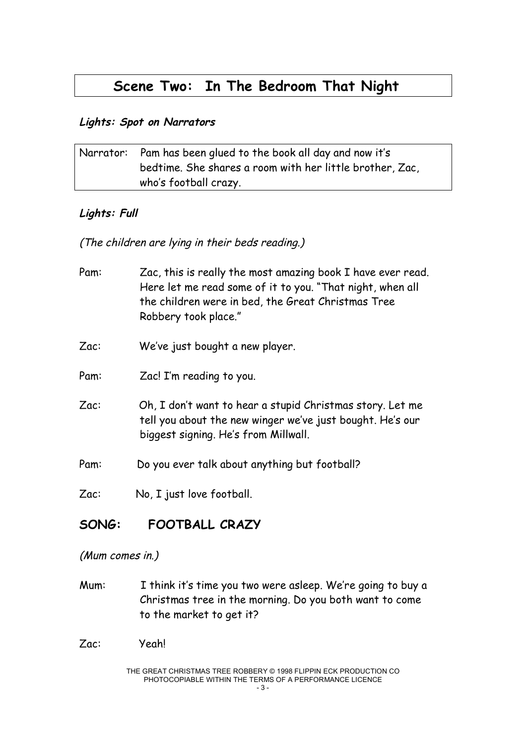## Scene Two: In The Bedroom That Night

***Lights: Spot on Narrators***

| | |
|---|---|
| Narrator: | Pam has been glued to the book all day and now it's bedtime. She shares a room with her little brother, Zac, who's football crazy. |

***Lights: Full***

*(The children are lying in their beds reading.)*

Pam: Zac, this is really the most amazing book I have ever read. Here let me read some of it to you. "That night, when all the children were in bed, the Great Christmas Tree Robbery took place."

Zac: We've just bought a new player.

Pam: Zac! I'm reading to you.

Zac: Oh, I don't want to hear a stupid Christmas story. Let me tell you about the new winger we've just bought. He's our biggest signing. He's from Millwall.

Pam: Do you ever talk about anything but football?

Zac: No, I just love football.

### SONG: FOOTBALL CRAZY

*(Mum comes in.)*

Mum: I think it's time you two were asleep. We're going to buy a Christmas tree in the morning. Do you both want to come to the market to get it?

Zac: Yeah!

THE GREAT CHRISTMAS TREE ROBBERY © 1998 FLIPPIN ECK PRODUCTION CO
PHOTOCOPIABLE WITHIN THE TERMS OF A PERFORMANCE LICENCE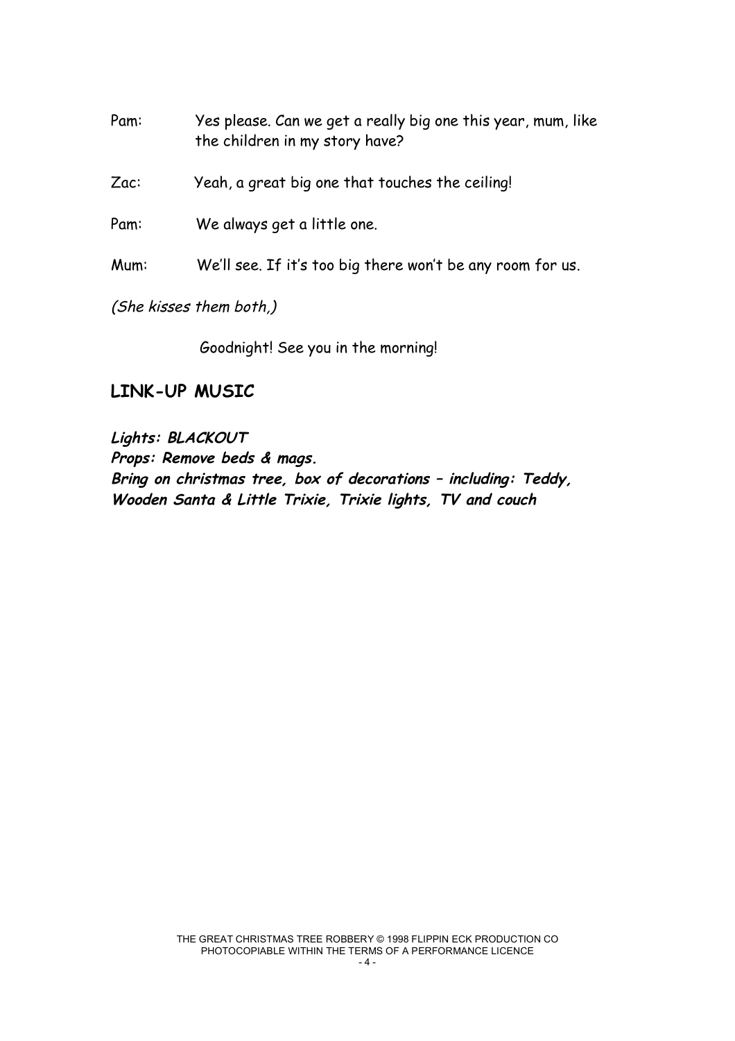Pam: Yes please. Can we get a really big one this year, mum, like the children in my story have?

Zac: Yeah, a great big one that touches the ceiling!

Pam: We always get a little one.

Mum: We'll see. If it's too big there won't be any room for us.

*(She kisses them both,)*

Goodnight! See you in the morning!

**LINK-UP MUSIC**

***Lights: BLACKOUT***
***Props: Remove beds & mags.***
***Bring on christmas tree, box of decorations – including: Teddy, Wooden Santa & Little Trixie, Trixie lights, TV and couch***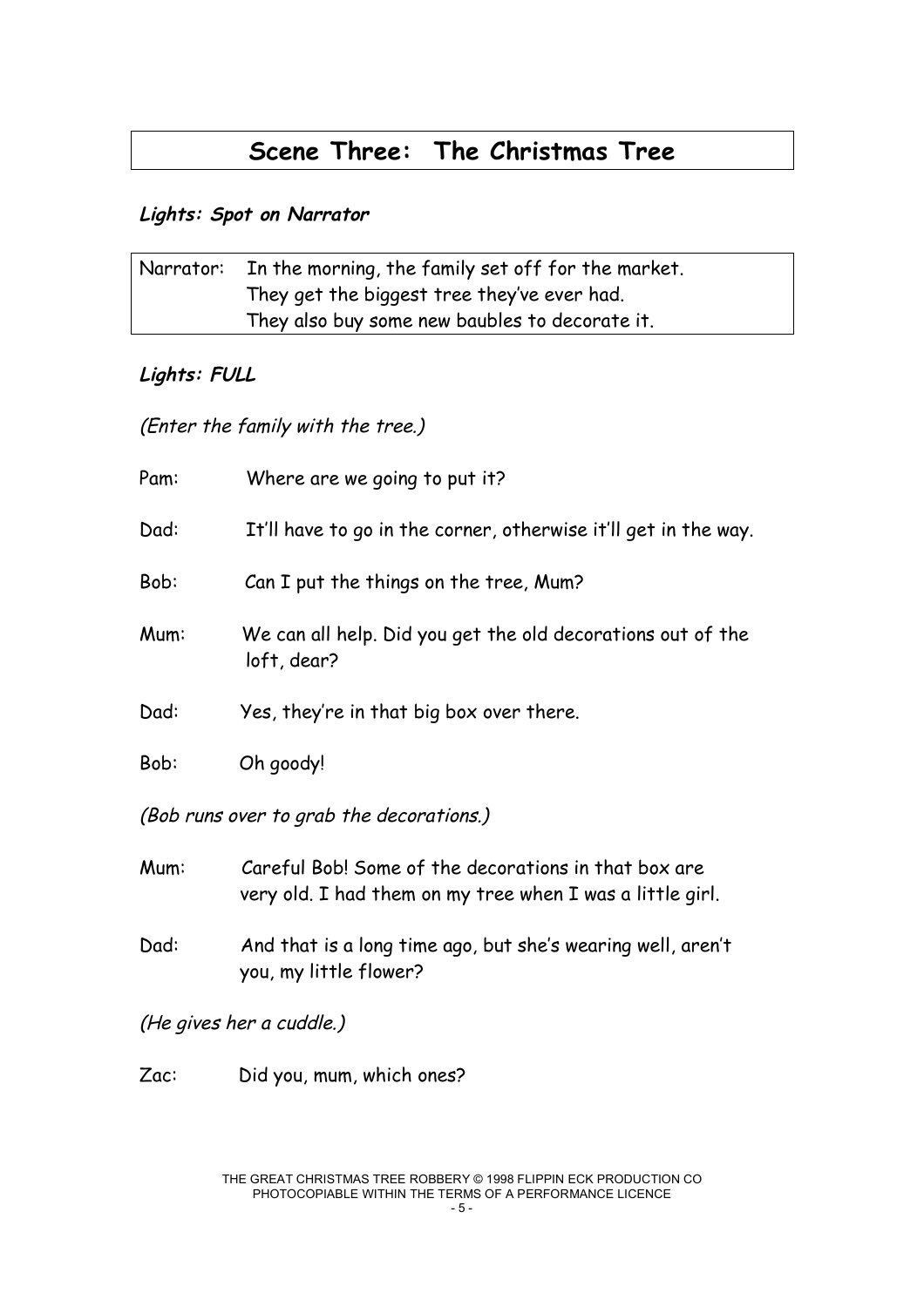## Scene Three: The Christmas Tree

***Lights: Spot on Narrator***

| Narrator: | In the morning, the family set off for the market.<br>They get the biggest tree they've ever had.<br>They also buy some new baubles to decorate it. |
|---|---|

***Lights: FULL***

*(Enter the family with the tree.)*

Pam: Where are we going to put it?

Dad: It'll have to go in the corner, otherwise it'll get in the way.

Bob: Can I put the things on the tree, Mum?

Mum: We can all help. Did you get the old decorations out of the loft, dear?

Dad: Yes, they're in that big box over there.

Bob: Oh goody!

*(Bob runs over to grab the decorations.)*

Mum: Careful Bob! Some of the decorations in that box are very old. I had them on my tree when I was a little girl.

Dad: And that is a long time ago, but she's wearing well, aren't you, my little flower?

*(He gives her a cuddle.)*

Zac: Did you, mum, which ones?

THE GREAT CHRISTMAS TREE ROBBERY © 1998 FLIPPIN ECK PRODUCTION CO
PHOTOCOPIABLE WITHIN THE TERMS OF A PERFORMANCE LICENCE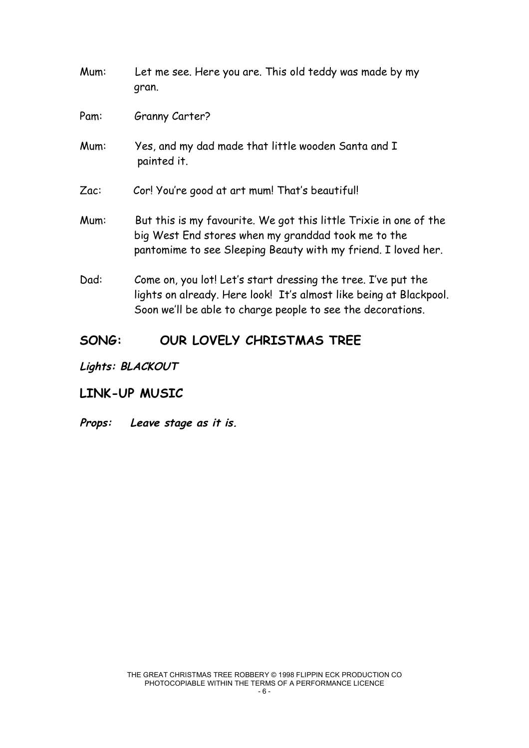Mum: Let me see. Here you are. This old teddy was made by my gran.

Pam: Granny Carter?

Mum: Yes, and my dad made that little wooden Santa and I painted it.

Zac: Cor! You're good at art mum! That's beautiful!

Mum: But this is my favourite. We got this little Trixie in one of the big West End stores when my granddad took me to the pantomime to see Sleeping Beauty with my friend. I loved her.

Dad: Come on, you lot! Let's start dressing the tree. I've put the lights on already. Here look! It's almost like being at Blackpool. Soon we'll be able to charge people to see the decorations.

## SONG: OUR LOVELY CHRISTMAS TREE

***Lights: BLACKOUT***

**LINK-UP MUSIC**

***Props: Leave stage as it is.***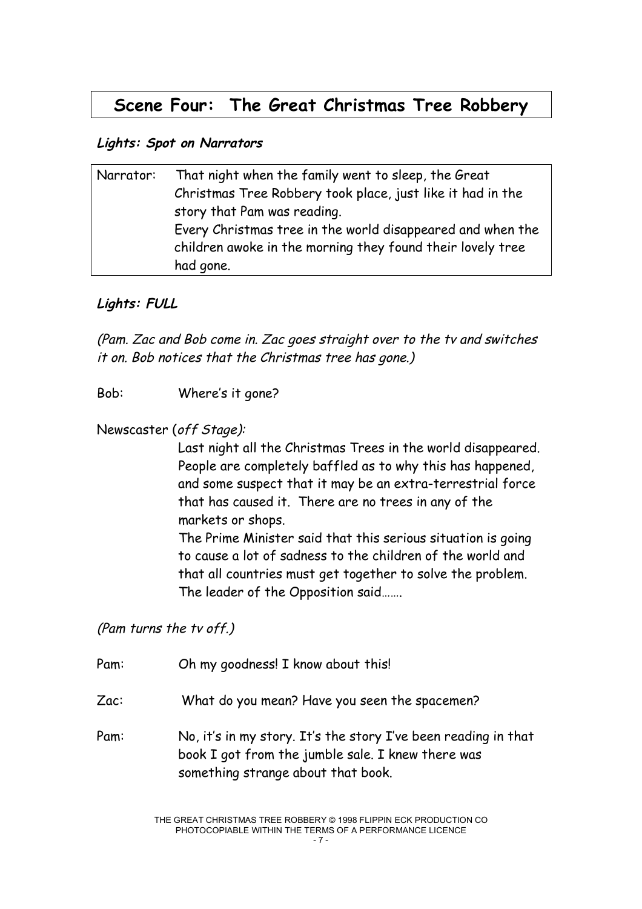## Scene Four: The Great Christmas Tree Robbery

***Lights: Spot on Narrators***

| | |
|---|---|
| Narrator: | That night when the family went to sleep, the Great Christmas Tree Robbery took place, just like it had in the story that Pam was reading. Every Christmas tree in the world disappeared and when the children awoke in the morning they found their lovely tree had gone. |

***Lights: FULL***

*(Pam. Zac and Bob come in. Zac goes straight over to the tv and switches it on. Bob notices that the Christmas tree has gone.)*

Bob: Where's it gone?

Newscaster (*off Stage):*

Last night all the Christmas Trees in the world disappeared. People are completely baffled as to why this has happened, and some suspect that it may be an extra-terrestrial force that has caused it. There are no trees in any of the markets or shops.
The Prime Minister said that this serious situation is going to cause a lot of sadness to the children of the world and that all countries must get together to solve the problem. The leader of the Opposition said…….

*(Pam turns the tv off.)*

Pam: Oh my goodness! I know about this!

Zac: What do you mean? Have you seen the spacemen?

Pam: No, it's in my story. It's the story I've been reading in that book I got from the jumble sale. I knew there was something strange about that book.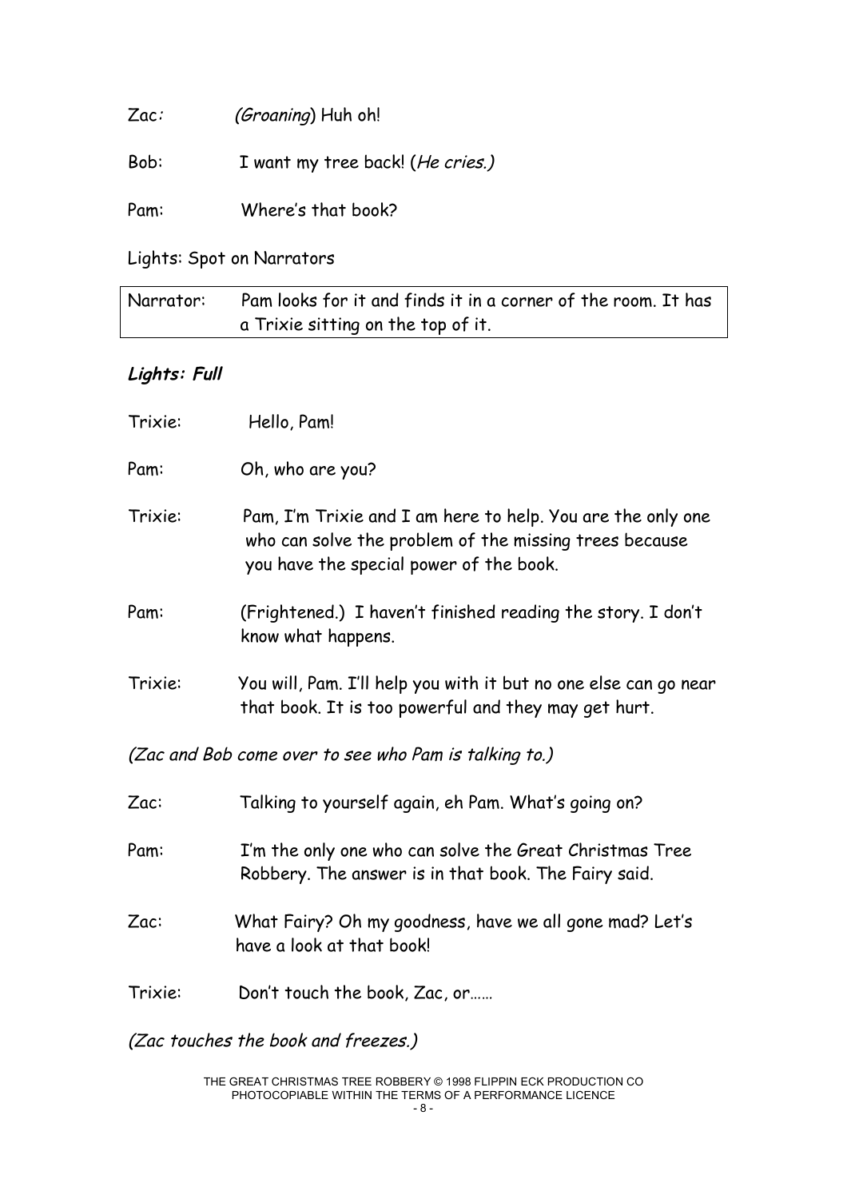Zac*:* *(Groaning*) Huh oh!

Bob: I want my tree back! (*He cries.)*

Pam: Where's that book?

Lights: Spot on Narrators

| Narrator: | Pam looks for it and finds it in a corner of the room. It has a Trixie sitting on the top of it. |
|---|---|

***Lights: Full***

Trixie: Hello, Pam!

Pam: Oh, who are you?

Trixie: Pam, I'm Trixie and I am here to help. You are the only one who can solve the problem of the missing trees because you have the special power of the book.

Pam: (Frightened.) I haven't finished reading the story. I don't know what happens.

Trixie: You will, Pam. I'll help you with it but no one else can go near that book. It is too powerful and they may get hurt.

*(Zac and Bob come over to see who Pam is talking to.)*

Zac: Talking to yourself again, eh Pam. What's going on?

Pam: I'm the only one who can solve the Great Christmas Tree Robbery. The answer is in that book. The Fairy said.

Zac: What Fairy? Oh my goodness, have we all gone mad? Let's have a look at that book!

Trixie: Don't touch the book, Zac, or……

*(Zac touches the book and freezes.)*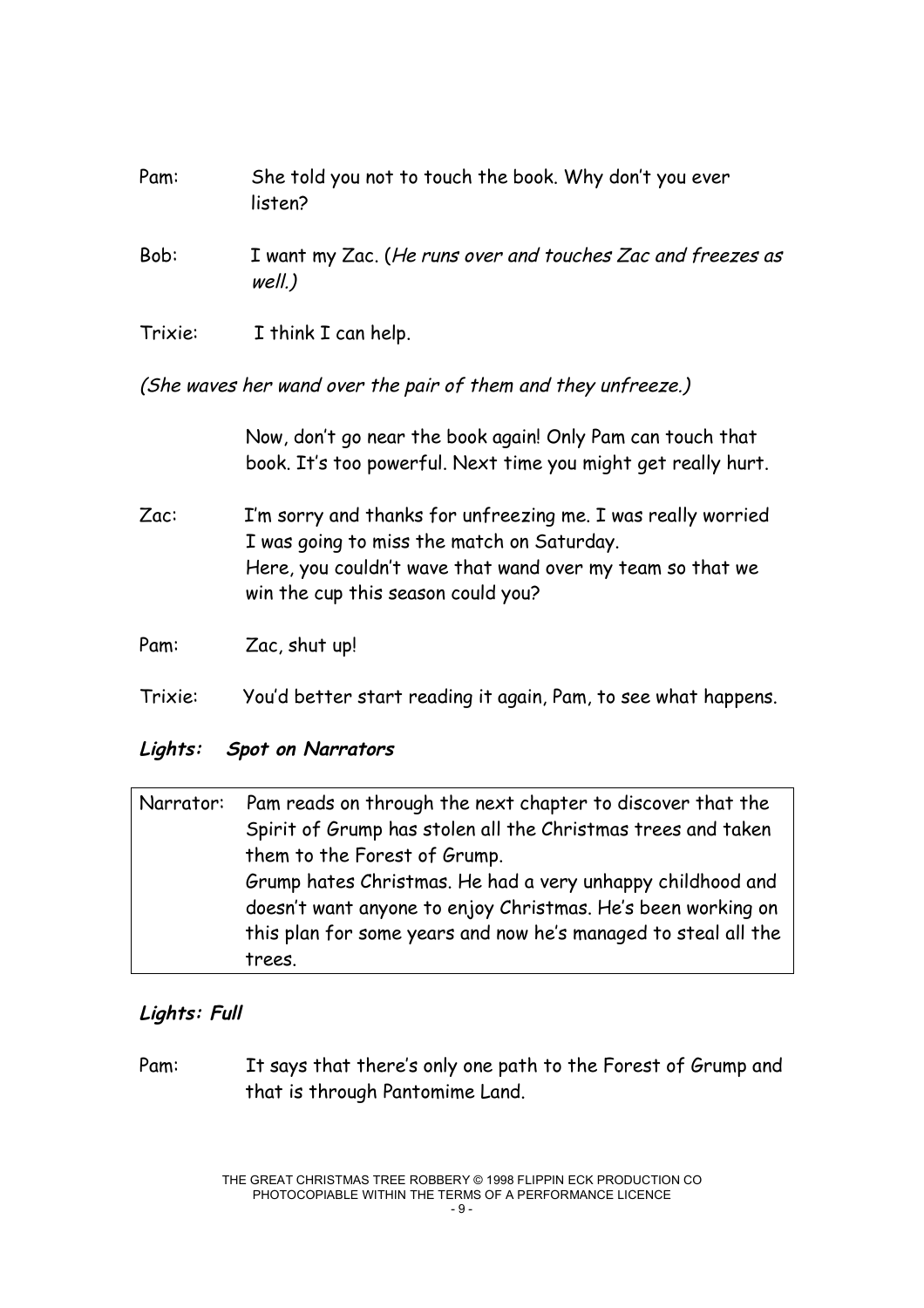Pam: She told you not to touch the book. Why don't you ever listen?

Bob: I want my Zac. (*He runs over and touches Zac and freezes as well.*)

Trixie: I think I can help.

*(She waves her wand over the pair of them and they unfreeze.)*

Now, don't go near the book again! Only Pam can touch that book. It's too powerful. Next time you might get really hurt.

Zac: I'm sorry and thanks for unfreezing me. I was really worried I was going to miss the match on Saturday.
Here, you couldn't wave that wand over my team so that we win the cup this season could you?

Pam: Zac, shut up!

Trixie: You'd better start reading it again, Pam, to see what happens.

***Lights: Spot on Narrators***

| | |
|---|---|
| Narrator: | Pam reads on through the next chapter to discover that the Spirit of Grump has stolen all the Christmas trees and taken them to the Forest of Grump.<br>Grump hates Christmas. He had a very unhappy childhood and doesn't want anyone to enjoy Christmas. He's been working on this plan for some years and now he's managed to steal all the trees. |

***Lights: Full***

Pam: It says that there's only one path to the Forest of Grump and that is through Pantomime Land.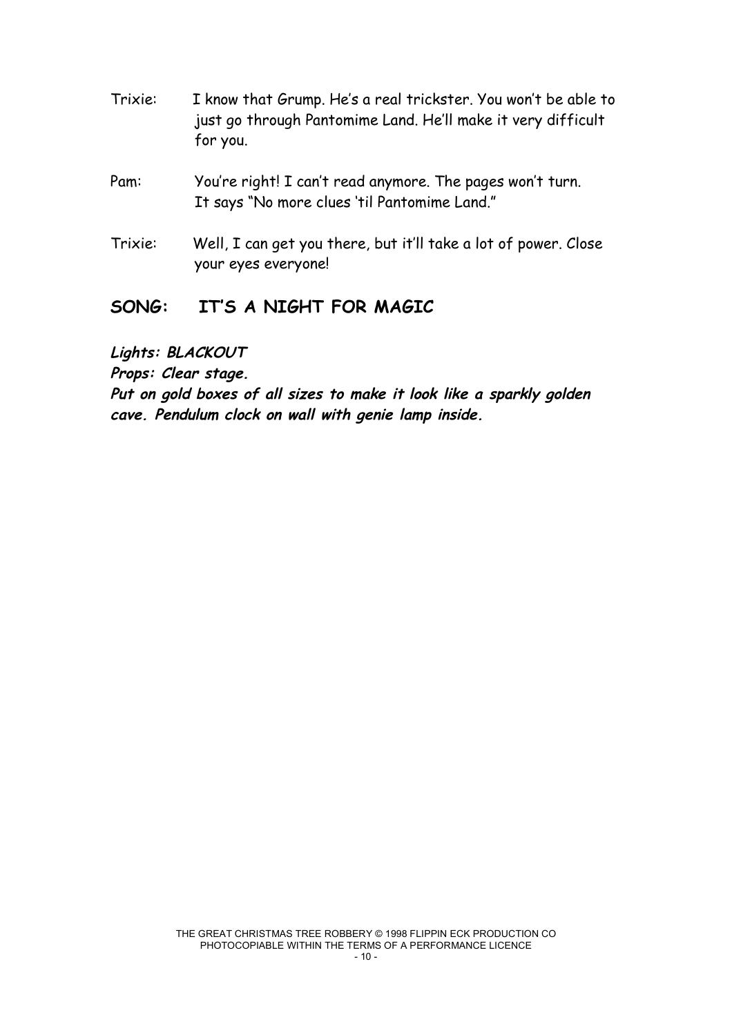Trixie: I know that Grump. He's a real trickster. You won't be able to just go through Pantomime Land. He'll make it very difficult for you.

Pam: You're right! I can't read anymore. The pages won't turn. It says "No more clues 'til Pantomime Land."

Trixie: Well, I can get you there, but it'll take a lot of power. Close your eyes everyone!

## SONG: IT'S A NIGHT FOR MAGIC

***Lights: BLACKOUT***

***Props: Clear stage.***

***Put on gold boxes of all sizes to make it look like a sparkly golden cave. Pendulum clock on wall with genie lamp inside.***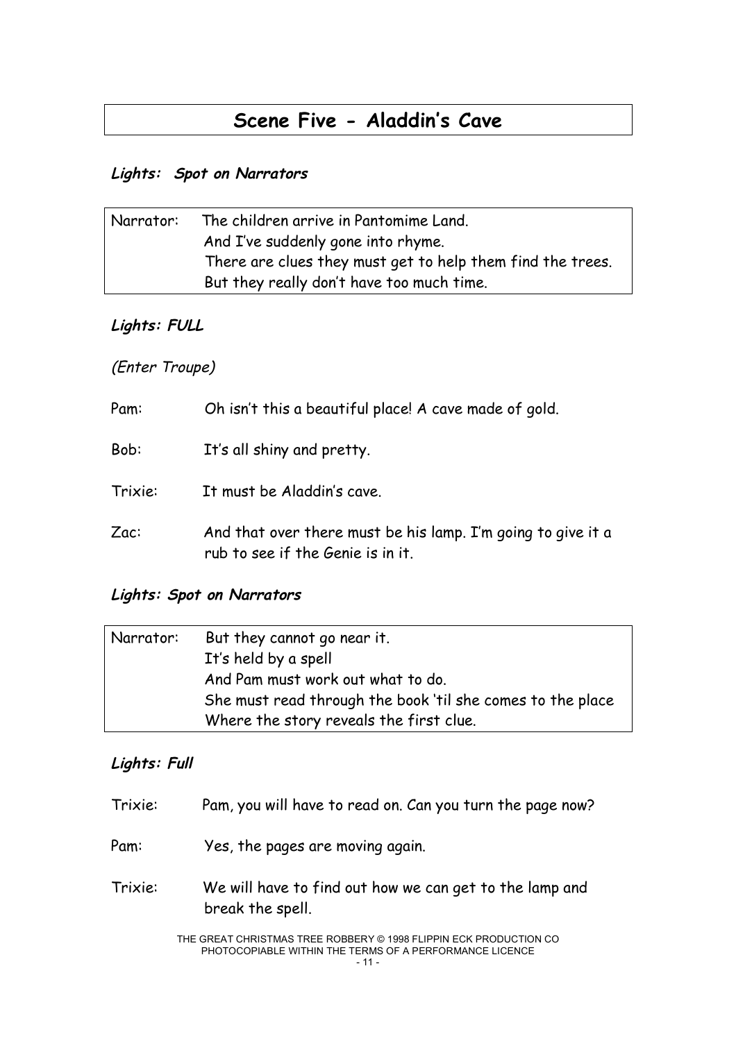# Scene Five - Aladdin's Cave

***Lights: Spot on Narrators***

| Narrator: | The children arrive in Pantomime Land.<br>And I've suddenly gone into rhyme.<br>There are clues they must get to help them find the trees.<br>But they really don't have too much time. |
|---|---|

***Lights: FULL***

*(Enter Troupe)*

Pam: Oh isn't this a beautiful place! A cave made of gold.

Bob: It's all shiny and pretty.

Trixie: It must be Aladdin's cave.

Zac: And that over there must be his lamp. I'm going to give it a rub to see if the Genie is in it.

***Lights: Spot on Narrators***

| Narrator: | But they cannot go near it.<br>It's held by a spell<br>And Pam must work out what to do.<br>She must read through the book 'til she comes to the place<br>Where the story reveals the first clue. |
|---|---|

***Lights: Full***

Trixie: Pam, you will have to read on. Can you turn the page now?

Pam: Yes, the pages are moving again.

Trixie: We will have to find out how we can get to the lamp and break the spell.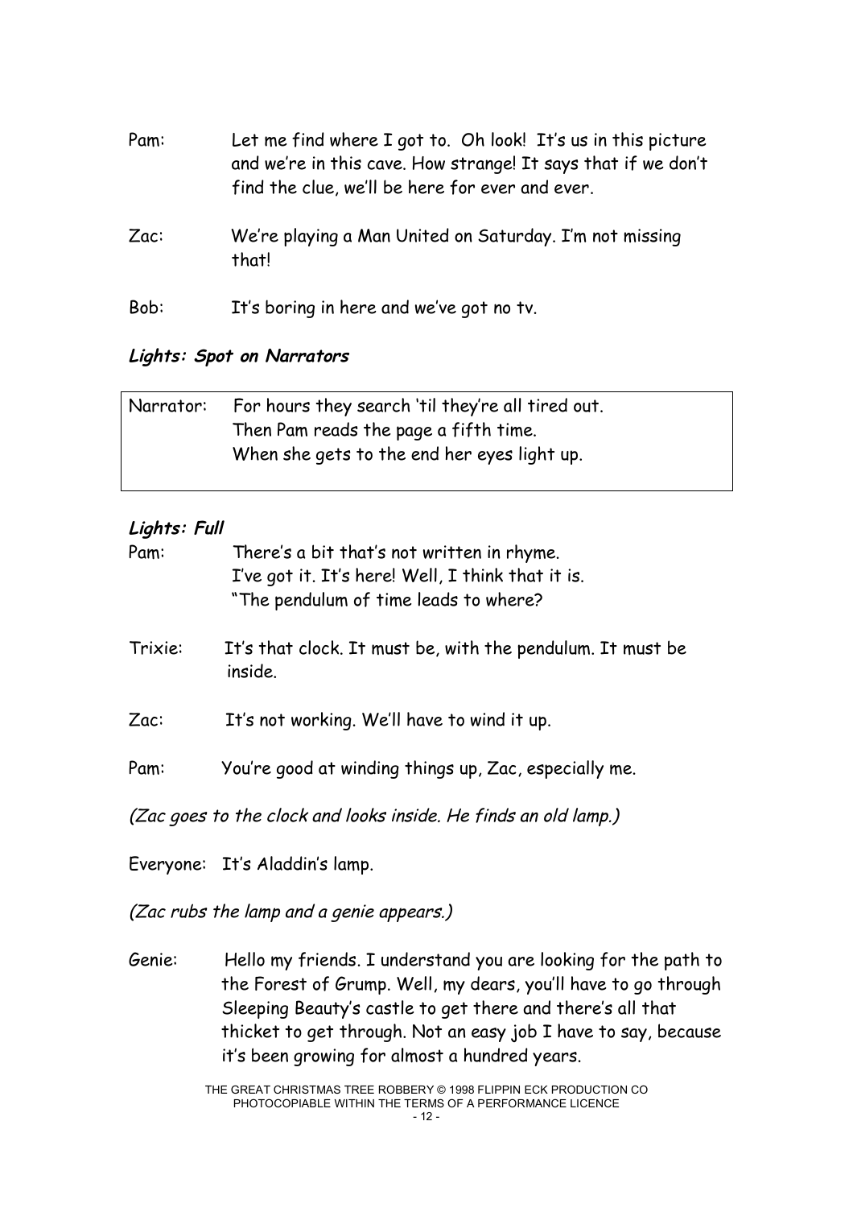Pam: Let me find where I got to. Oh look! It's us in this picture and we're in this cave. How strange! It says that if we don't find the clue, we'll be here for ever and ever.

Zac: We're playing a Man United on Saturday. I'm not missing that!

Bob: It's boring in here and we've got no tv.

***Lights: Spot on Narrators***

| Narrator: | For hours they search 'til they're all tired out.<br>Then Pam reads the page a fifth time.<br>When she gets to the end her eyes light up. |
|---|---|

***Lights: Full***

Pam: There's a bit that's not written in rhyme.
I've got it. It's here! Well, I think that it is.
"The pendulum of time leads to where?

Trixie: It's that clock. It must be, with the pendulum. It must be inside.

Zac: It's not working. We'll have to wind it up.

Pam: You're good at winding things up, Zac, especially me.

*(Zac goes to the clock and looks inside. He finds an old lamp.)*

Everyone: It's Aladdin's lamp.

*(Zac rubs the lamp and a genie appears.)*

Genie: Hello my friends. I understand you are looking for the path to the Forest of Grump. Well, my dears, you'll have to go through Sleeping Beauty's castle to get there and there's all that thicket to get through. Not an easy job I have to say, because it's been growing for almost a hundred years.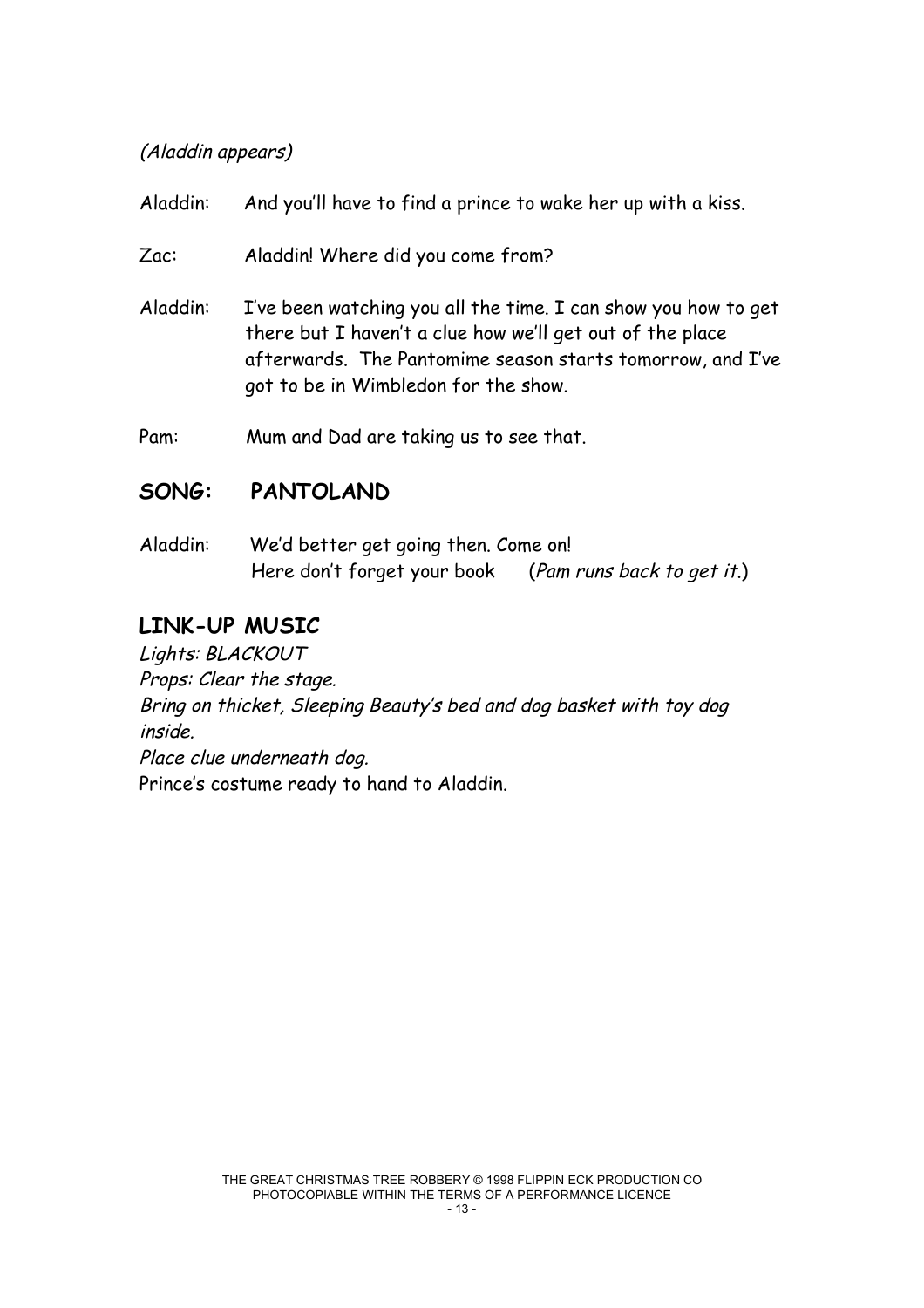*(Aladdin appears)*

Aladdin: And you'll have to find a prince to wake her up with a kiss.

Zac: Aladdin! Where did you come from?

Aladdin: I've been watching you all the time. I can show you how to get there but I haven't a clue how we'll get out of the place afterwards. The Pantomime season starts tomorrow, and I've got to be in Wimbledon for the show.

Pam: Mum and Dad are taking us to see that.

## SONG: PANTOLAND

Aladdin: We'd better get going then. Come on!
Here don't forget your book (*Pam runs back to get it.*)

## LINK-UP MUSIC

*Lights: BLACKOUT*
*Props: Clear the stage.*
*Bring on thicket, Sleeping Beauty's bed and dog basket with toy dog inside.*
*Place clue underneath dog.*
Prince's costume ready to hand to Aladdin.